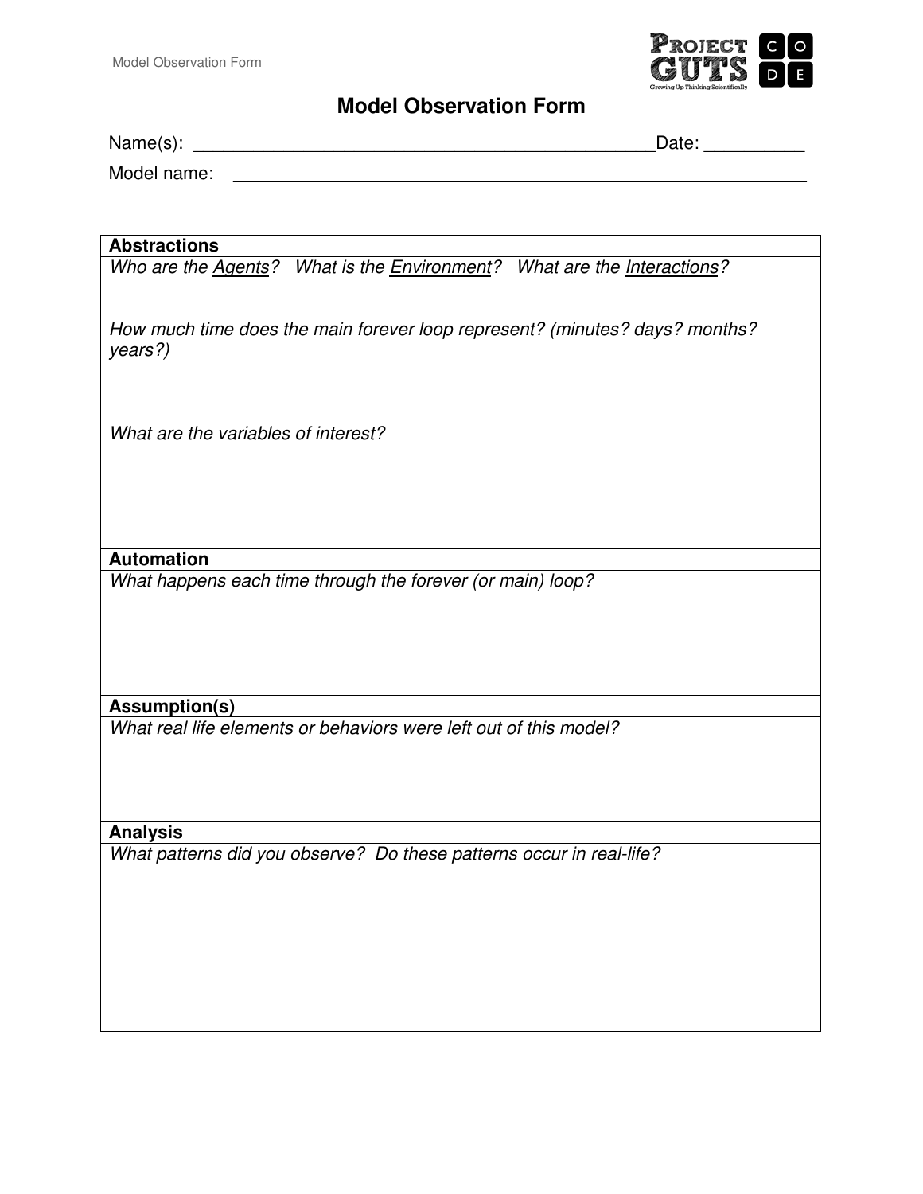# Model Observation Form

Name(s): ________________________________________________Date: __________

Model name: ____________________________________________________________

| **Abstractions** |
| --- |
| *Who are the Agents? What is the Environment? What are the Interactions?*<br><br>*How much time does the main forever loop represent? (minutes? days? months? years?)*<br><br>*What are the variables of interest?* |
| **Automation** |
| *What happens each time through the forever (or main) loop?* |
| **Assumption(s)** |
| *What real life elements or behaviors were left out of this model?* |
| **Analysis** |
| *What patterns did you observe? Do these patterns occur in real-life?* |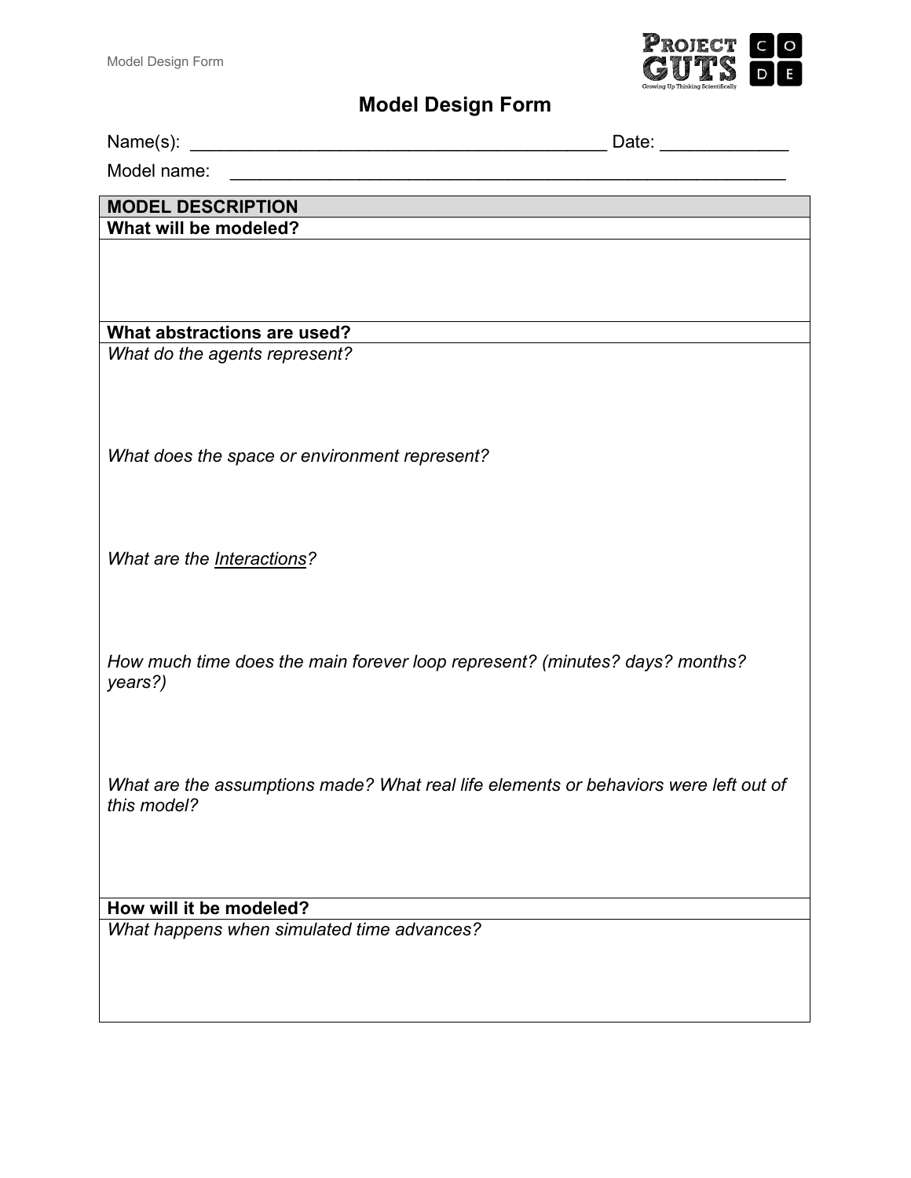# Model Design Form

Name(s): ___________________________________________ Date: _____________

Model name: ___________________________________________________________

| MODEL DESCRIPTION |
| --- |
| **What will be modeled?** |
| |
| **What abstractions are used?** |
| *What do the agents represent?*<br><br>*What does the space or environment represent?*<br><br>*What are the Interactions?*<br><br>*How much time does the main forever loop represent? (minutes? days? months? years?)*<br><br>*What are the assumptions made? What real life elements or behaviors were left out of this model?* |
| **How will it be modeled?** |
| *What happens when simulated time advances?* |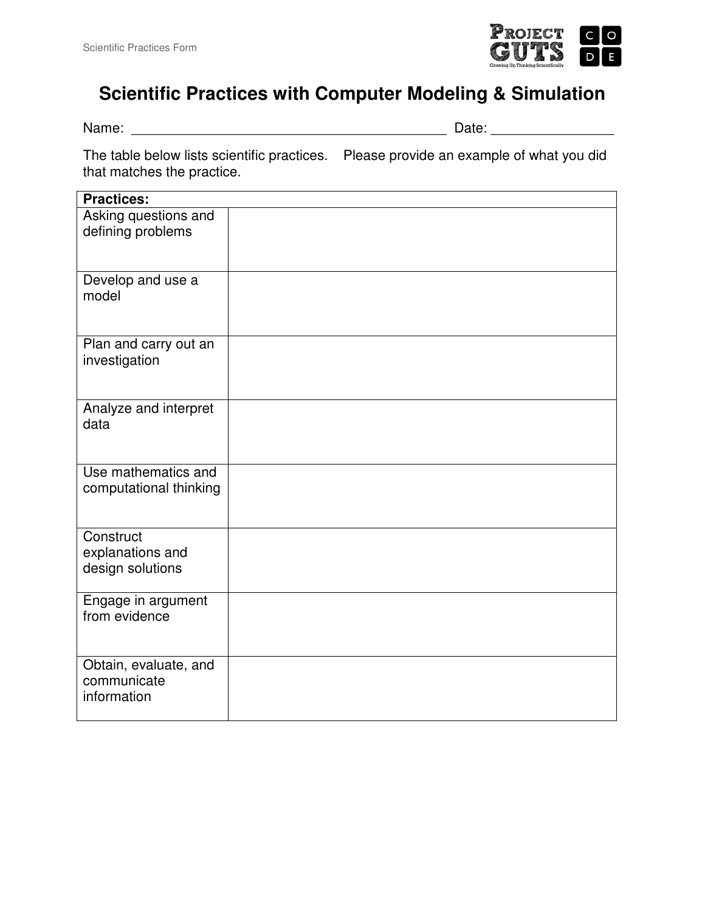# Scientific Practices with Computer Modeling & Simulation

Name: ________________________________________ Date: _______________

The table below lists scientific practices. Please provide an example of what you did that matches the practice.

| **Practices:** | |
|---|---|
| Asking questions and defining problems | |
| Develop and use a model | |
| Plan and carry out an investigation | |
| Analyze and interpret data | |
| Use mathematics and computational thinking | |
| Construct explanations and design solutions | |
| Engage in argument from evidence | |
| Obtain, evaluate, and communicate information | |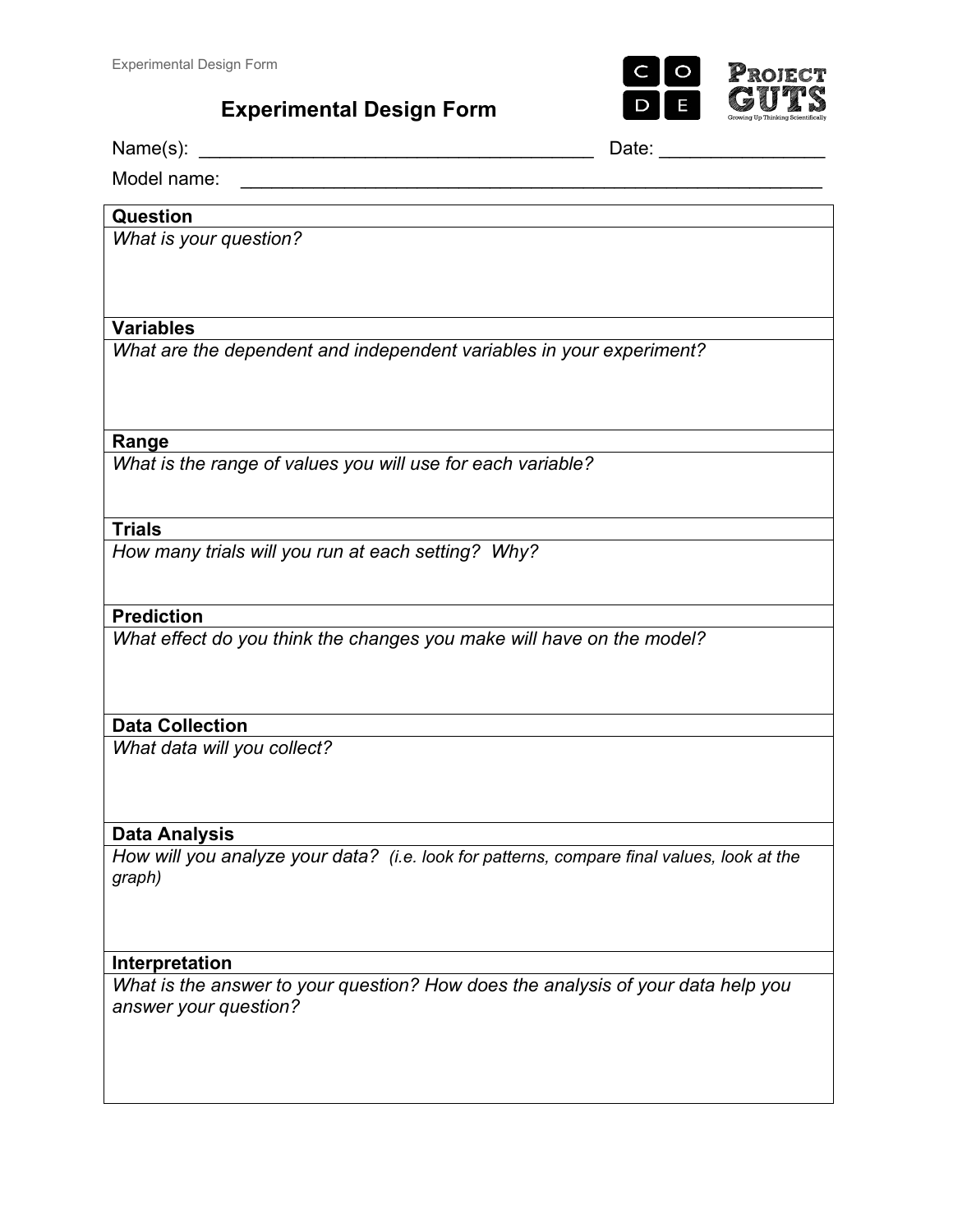# Experimental Design Form

Name(s): ______________________________________ Date: ________________

Model name: ________________________________________________________

| **Question** |
| --- |
| *What is your question?* |
| **Variables** |
| *What are the dependent and independent variables in your experiment?* |
| **Range** |
| *What is the range of values you will use for each variable?* |
| **Trials** |
| *How many trials will you run at each setting? Why?* |
| **Prediction** |
| *What effect do you think the changes you make will have on the model?* |
| **Data Collection** |
| *What data will you collect?* |
| **Data Analysis** |
| *How will you analyze your data? (i.e. look for patterns, compare final values, look at the graph)* |
| **Interpretation** |
| *What is the answer to your question? How does the analysis of your data help you answer your question?* |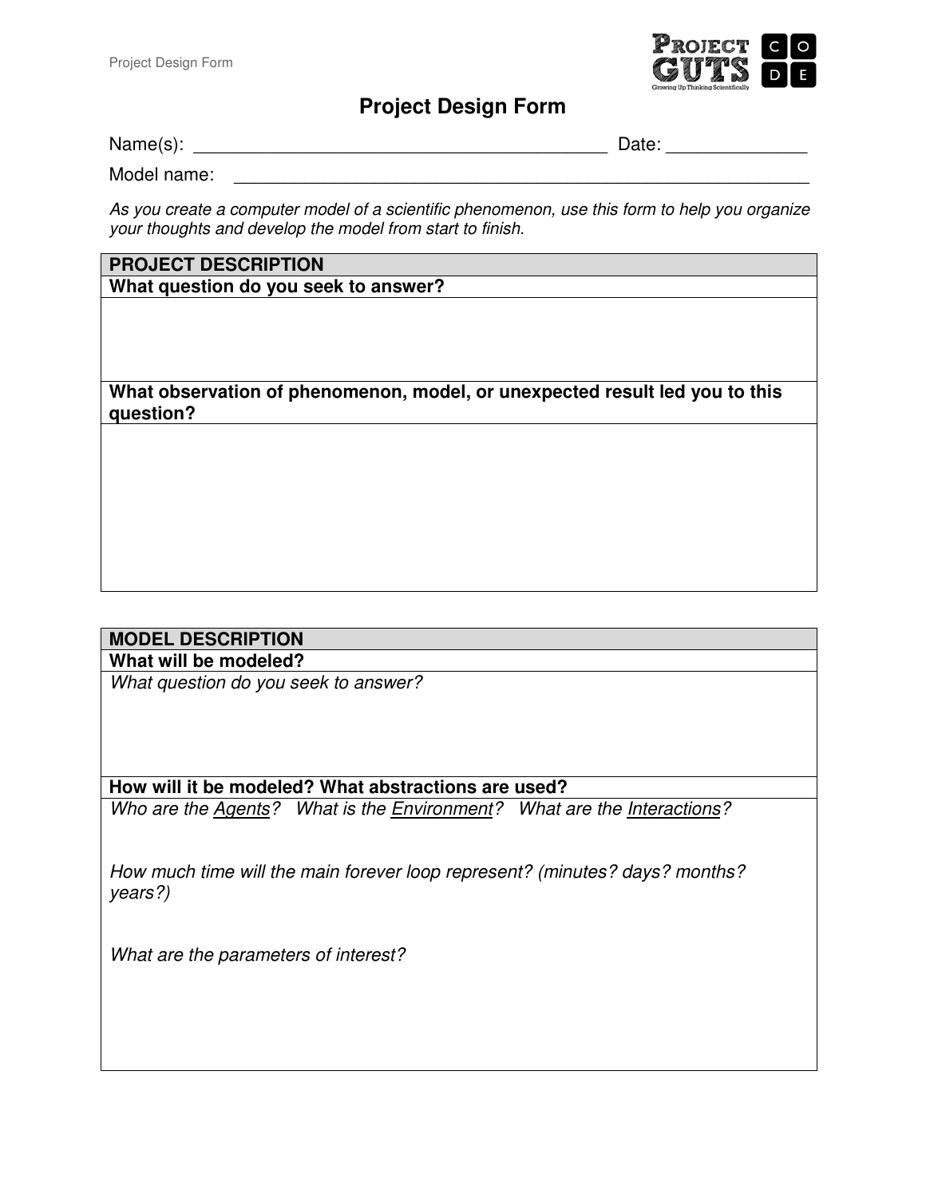# Project Design Form

Name(s): __________________________________________ Date: ______________

Model name: ____________________________________________________________

*As you create a computer model of a scientific phenomenon, use this form to help you organize your thoughts and develop the model from start to finish.*

| **PROJECT DESCRIPTION** |
|---|
| **What question do you seek to answer?** |
| |
| **What observation of phenomenon, model, or unexpected result led you to this question?** |
| |

| **MODEL DESCRIPTION** |
|---|
| **What will be modeled?** |
| *What question do you seek to answer?* |
| **How will it be modeled? What abstractions are used?** |
| *Who are the Agents? What is the Environment? What are the Interactions?*<br><br>*How much time will the main forever loop represent? (minutes? days? months? years?)*<br><br>*What are the parameters of interest?* |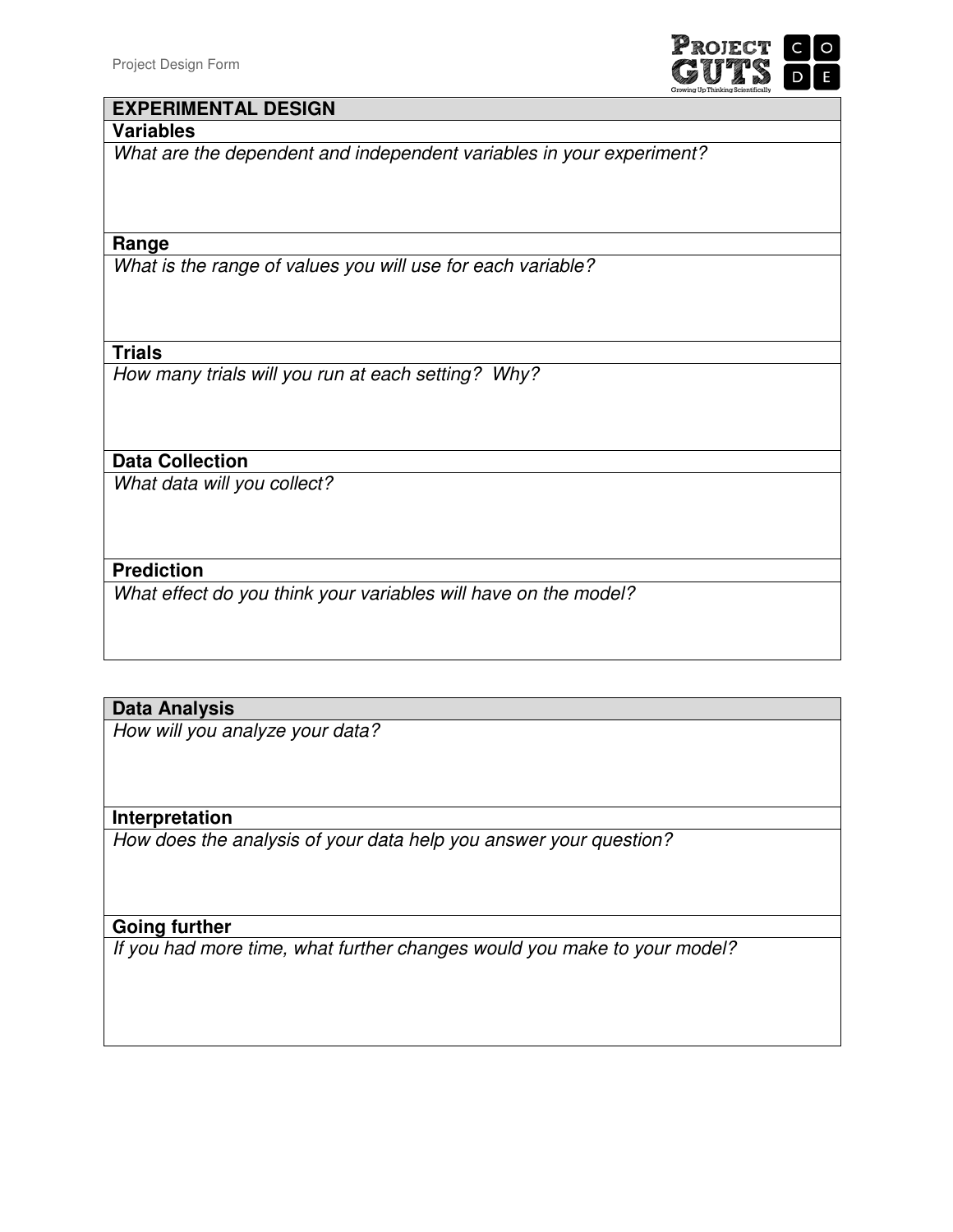## EXPERIMENTAL DESIGN

### Variables

*What are the dependent and independent variables in your experiment?*

### Range

*What is the range of values you will use for each variable?*

### Trials

*How many trials will you run at each setting? Why?*

### Data Collection

*What data will you collect?*

### Prediction

*What effect do you think your variables will have on the model?*

## Data Analysis

*How will you analyze your data?*

### Interpretation

*How does the analysis of your data help you answer your question?*

### Going further

*If you had more time, what further changes would you make to your model?*